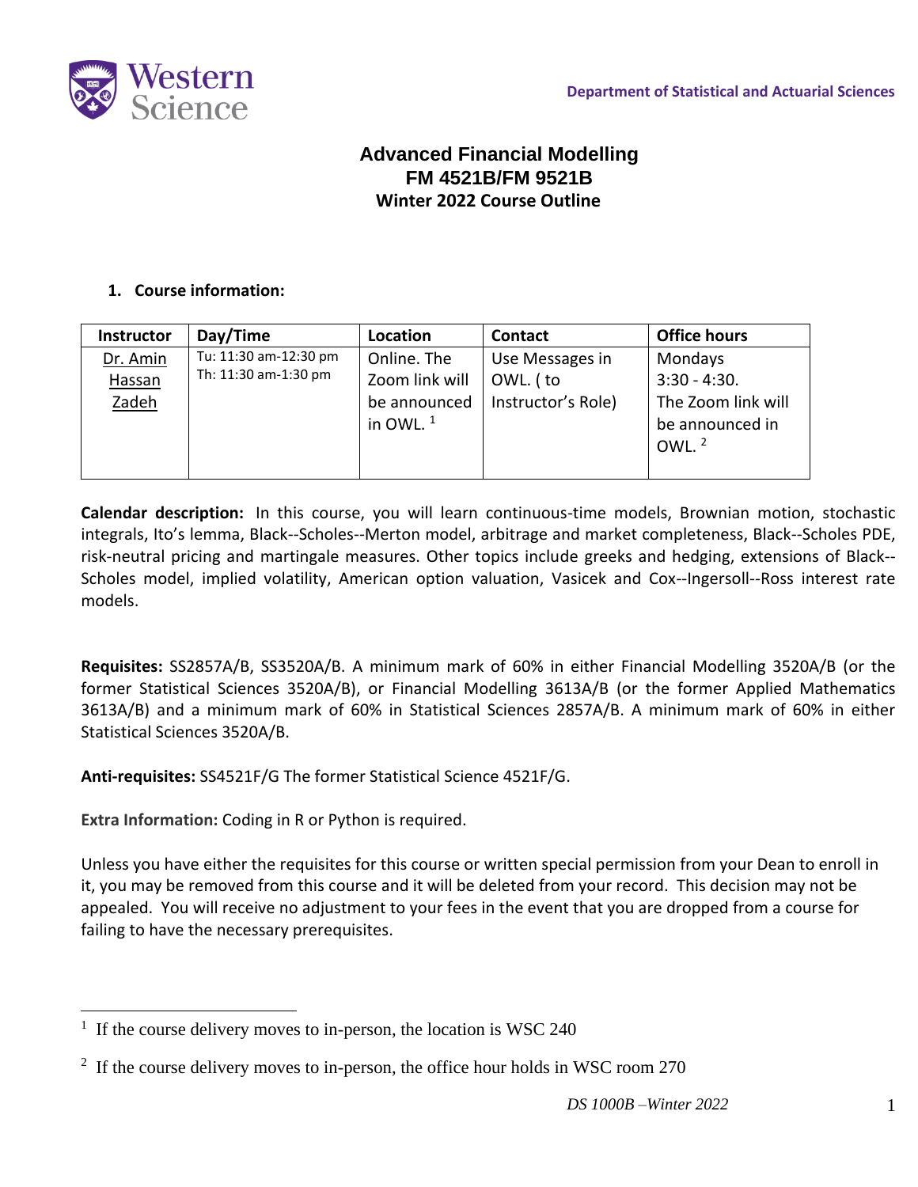Department of Statistical and Actuarial Sciences

# Advanced Financial Modelling
## FM 4521B/FM 9521B
### Winter 2022 Course Outline

**1. Course information:**

| Instructor | Day/Time | Location | Contact | Office hours |
|---|---|---|---|---|
| Dr. Amin Hassan Zadeh | Tu: 11:30 am-12:30 pm<br>Th: 11:30 am-1:30 pm | Online. The Zoom link will be announced in OWL. [1] | Use Messages in OWL. ( to Instructor's Role) | Mondays 3:30 - 4:30. The Zoom link will be announced in OWL. [2] |

**Calendar description:** In this course, you will learn continuous-time models, Brownian motion, stochastic integrals, Ito's lemma, Black--Scholes--Merton model, arbitrage and market completeness, Black--Scholes PDE, risk-neutral pricing and martingale measures. Other topics include greeks and hedging, extensions of Black--Scholes model, implied volatility, American option valuation, Vasicek and Cox--Ingersoll--Ross interest rate models.

**Requisites:** SS2857A/B, SS3520A/B. A minimum mark of 60% in either Financial Modelling 3520A/B (or the former Statistical Sciences 3520A/B), or Financial Modelling 3613A/B (or the former Applied Mathematics 3613A/B) and a minimum mark of 60% in Statistical Sciences 2857A/B. A minimum mark of 60% in either Statistical Sciences 3520A/B.

**Anti-requisites:** SS4521F/G The former Statistical Science 4521F/G.

**Extra Information:** Coding in R or Python is required.

Unless you have either the requisites for this course or written special permission from your Dean to enroll in it, you may be removed from this course and it will be deleted from your record. This decision may not be appealed. You will receive no adjustment to your fees in the event that you are dropped from a course for failing to have the necessary prerequisites.

---

[1] If the course delivery moves to in-person, the location is WSC 240

[2] If the course delivery moves to in-person, the office hour holds in WSC room 270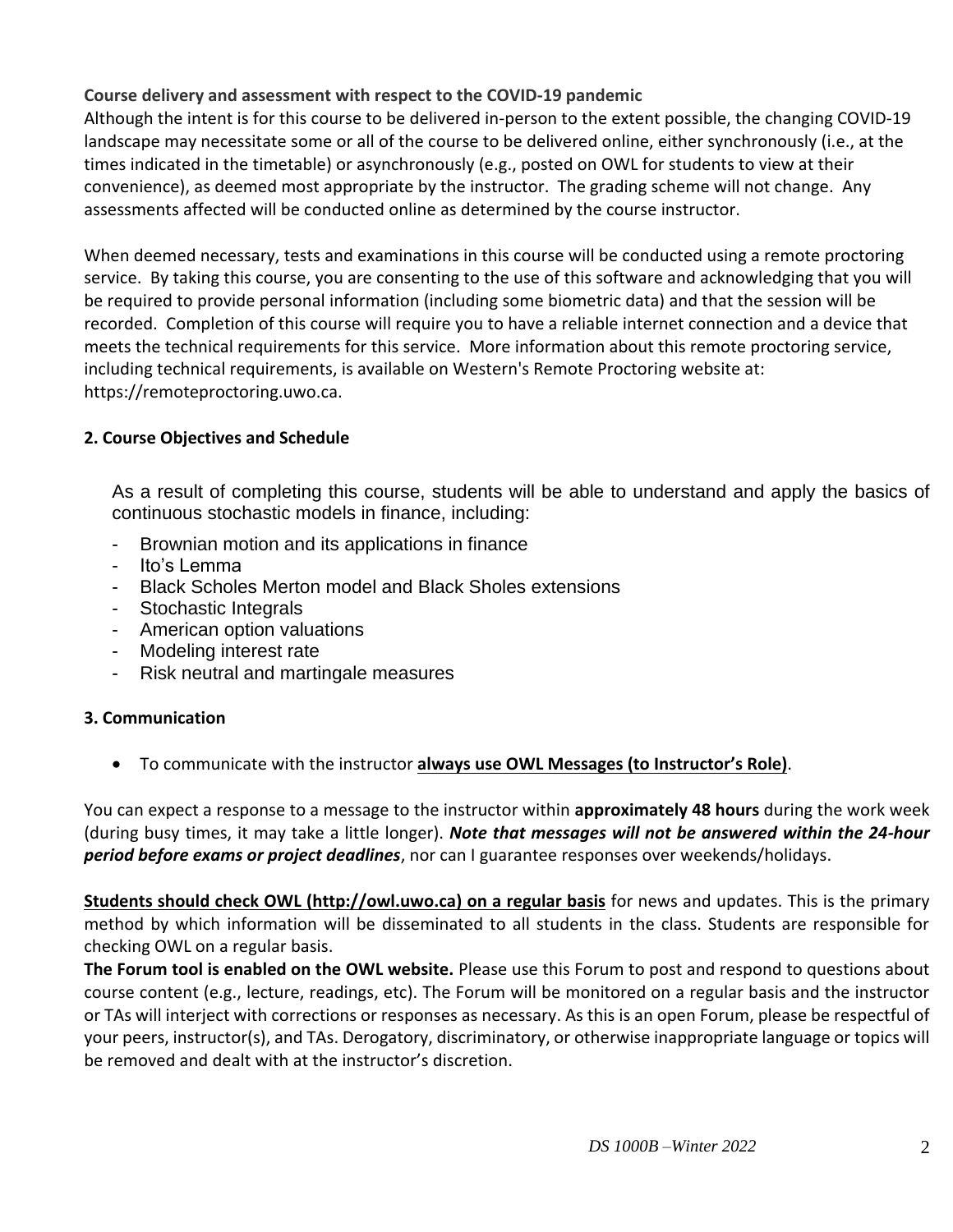**Course delivery and assessment with respect to the COVID-19 pandemic**

Although the intent is for this course to be delivered in-person to the extent possible, the changing COVID-19 landscape may necessitate some or all of the course to be delivered online, either synchronously (i.e., at the times indicated in the timetable) or asynchronously (e.g., posted on OWL for students to view at their convenience), as deemed most appropriate by the instructor. The grading scheme will not change. Any assessments affected will be conducted online as determined by the course instructor.

When deemed necessary, tests and examinations in this course will be conducted using a remote proctoring service. By taking this course, you are consenting to the use of this software and acknowledging that you will be required to provide personal information (including some biometric data) and that the session will be recorded. Completion of this course will require you to have a reliable internet connection and a device that meets the technical requirements for this service. More information about this remote proctoring service, including technical requirements, is available on Western's Remote Proctoring website at: https://remoteproctoring.uwo.ca.

## 2. Course Objectives and Schedule

As a result of completing this course, students will be able to understand and apply the basics of continuous stochastic models in finance, including:

- Brownian motion and its applications in finance
- Ito's Lemma
- Black Scholes Merton model and Black Sholes extensions
- Stochastic Integrals
- American option valuations
- Modeling interest rate
- Risk neutral and martingale measures

## 3. Communication

- To communicate with the instructor **always use OWL Messages (to Instructor's Role)**.

You can expect a response to a message to the instructor within **approximately 48 hours** during the work week (during busy times, it may take a little longer). ***Note that messages will not be answered within the 24-hour period before exams or project deadlines***, nor can I guarantee responses over weekends/holidays.

**Students should check OWL (http://owl.uwo.ca) on a regular basis** for news and updates. This is the primary method by which information will be disseminated to all students in the class. Students are responsible for checking OWL on a regular basis.

**The Forum tool is enabled on the OWL website.** Please use this Forum to post and respond to questions about course content (e.g., lecture, readings, etc). The Forum will be monitored on a regular basis and the instructor or TAs will interject with corrections or responses as necessary. As this is an open Forum, please be respectful of your peers, instructor(s), and TAs. Derogatory, discriminatory, or otherwise inappropriate language or topics will be removed and dealt with at the instructor's discretion.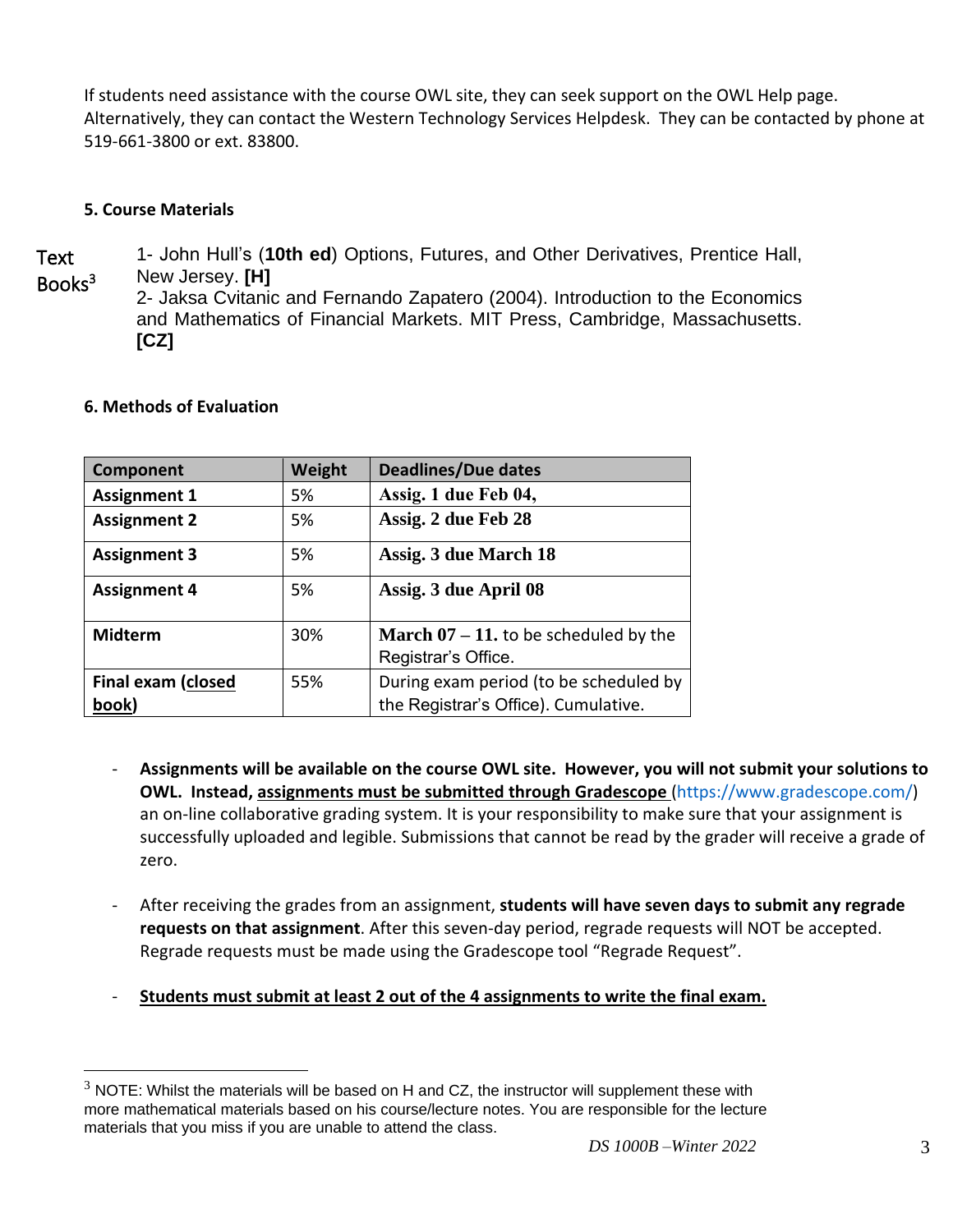If students need assistance with the course OWL site, they can seek support on the OWL Help page. Alternatively, they can contact the Western Technology Services Helpdesk. They can be contacted by phone at 519-661-3800 or ext. 83800.

**5. Course Materials**

Text Books[3]

1- John Hull's (**10th ed**) Options, Futures, and Other Derivatives, Prentice Hall, New Jersey. **[H]**
2- Jaksa Cvitanic and Fernando Zapatero (2004). Introduction to the Economics and Mathematics of Financial Markets. MIT Press, Cambridge, Massachusetts. **[CZ]**

**6. Methods of Evaluation**

| Component | Weight | Deadlines/Due dates |
| --- | --- | --- |
| **Assignment 1** | 5% | **Assig. 1 due Feb 04,** |
| **Assignment 2** | 5% | **Assig. 2 due Feb 28** |
| **Assignment 3** | 5% | **Assig. 3 due March 18** |
| **Assignment 4** | 5% | **Assig. 3 due April 08** |
| **Midterm** | 30% | **March 07 – 11.** to be scheduled by the Registrar's Office. |
| **Final exam (closed book)** | 55% | During exam period (to be scheduled by the Registrar's Office). Cumulative. |

- **Assignments will be available on the course OWL site. However, you will not submit your solutions to OWL. Instead, assignments must be submitted through Gradescope** (https://www.gradescope.com/) an on-line collaborative grading system. It is your responsibility to make sure that your assignment is successfully uploaded and legible. Submissions that cannot be read by the grader will receive a grade of zero.

- After receiving the grades from an assignment, **students will have seven days to submit any regrade requests on that assignment**. After this seven-day period, regrade requests will NOT be accepted. Regrade requests must be made using the Gradescope tool "Regrade Request".

- **Students must submit at least 2 out of the 4 assignments to write the final exam.**

[3] NOTE: Whilst the materials will be based on H and CZ, the instructor will supplement these with more mathematical materials based on his course/lecture notes. You are responsible for the lecture materials that you miss if you are unable to attend the class.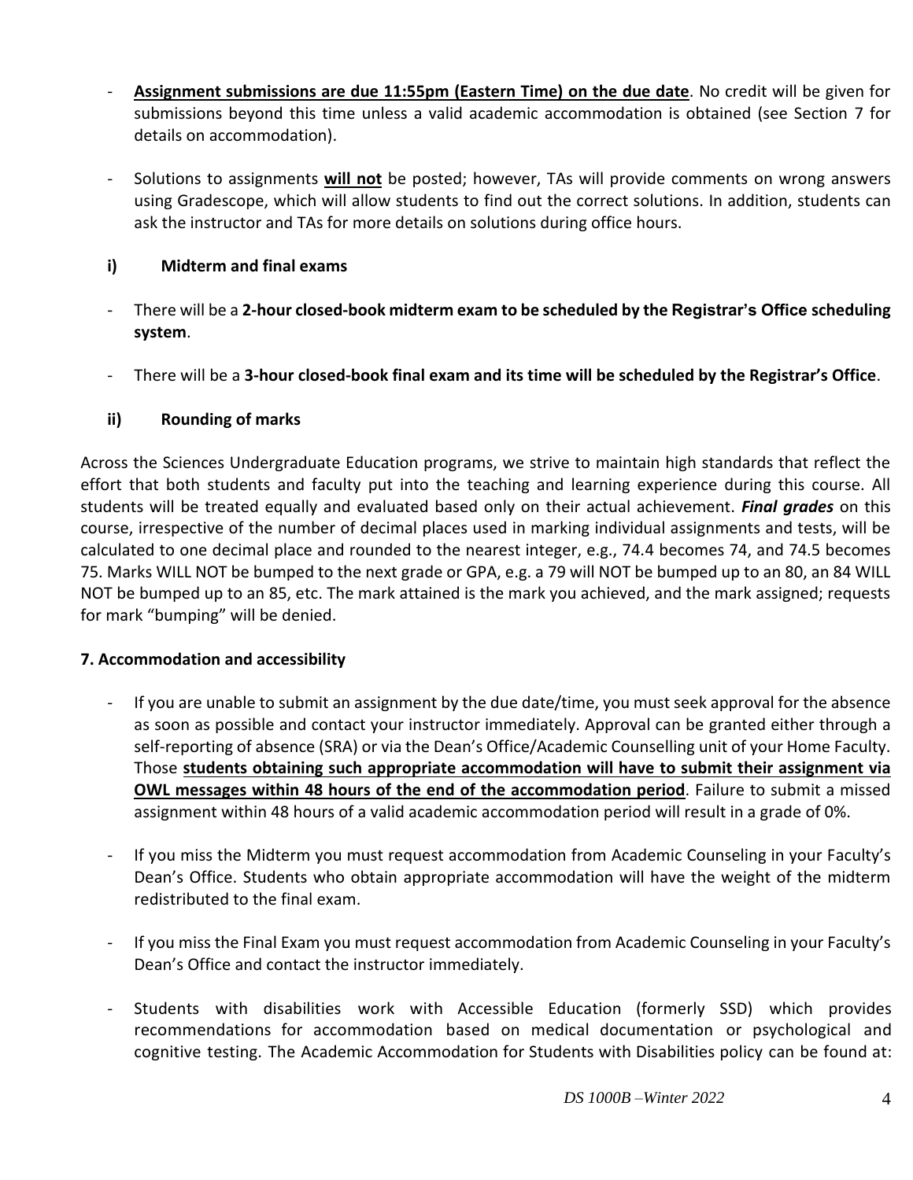- **Assignment submissions are due 11:55pm (Eastern Time) on the due date**. No credit will be given for submissions beyond this time unless a valid academic accommodation is obtained (see Section 7 for details on accommodation).

- Solutions to assignments **will not** be posted; however, TAs will provide comments on wrong answers using Gradescope, which will allow students to find out the correct solutions. In addition, students can ask the instructor and TAs for more details on solutions during office hours.

#### i) Midterm and final exams

- There will be a **2-hour closed-book midterm exam to be scheduled by the Registrar's Office scheduling system**.

- There will be a **3-hour closed-book final exam and its time will be scheduled by the Registrar's Office**.

#### ii) Rounding of marks

Across the Sciences Undergraduate Education programs, we strive to maintain high standards that reflect the effort that both students and faculty put into the teaching and learning experience during this course. All students will be treated equally and evaluated based only on their actual achievement. ***Final grades*** on this course, irrespective of the number of decimal places used in marking individual assignments and tests, will be calculated to one decimal place and rounded to the nearest integer, e.g., 74.4 becomes 74, and 74.5 becomes 75. Marks WILL NOT be bumped to the next grade or GPA, e.g. a 79 will NOT be bumped up to an 80, an 84 WILL NOT be bumped up to an 85, etc. The mark attained is the mark you achieved, and the mark assigned; requests for mark "bumping" will be denied.

### 7. Accommodation and accessibility

- If you are unable to submit an assignment by the due date/time, you must seek approval for the absence as soon as possible and contact your instructor immediately. Approval can be granted either through a self-reporting of absence (SRA) or via the Dean's Office/Academic Counselling unit of your Home Faculty. Those **students obtaining such appropriate accommodation will have to submit their assignment via OWL messages within 48 hours of the end of the accommodation period**. Failure to submit a missed assignment within 48 hours of a valid academic accommodation period will result in a grade of 0%.

- If you miss the Midterm you must request accommodation from Academic Counseling in your Faculty's Dean's Office. Students who obtain appropriate accommodation will have the weight of the midterm redistributed to the final exam.

- If you miss the Final Exam you must request accommodation from Academic Counseling in your Faculty's Dean's Office and contact the instructor immediately.

- Students with disabilities work with Accessible Education (formerly SSD) which provides recommendations for accommodation based on medical documentation or psychological and cognitive testing. The Academic Accommodation for Students with Disabilities policy can be found at: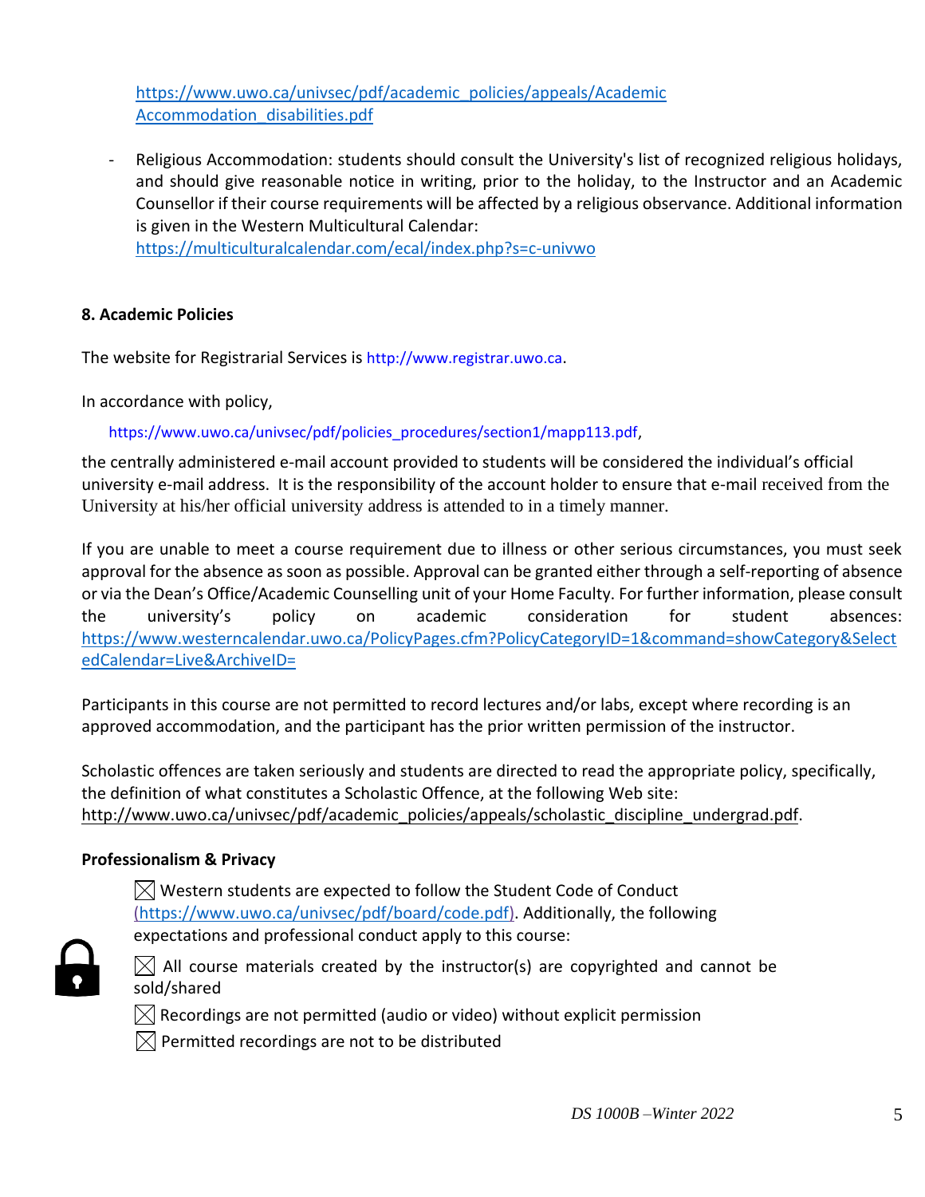https://www.uwo.ca/univsec/pdf/academic_policies/appeals/Academic Accommodation_disabilities.pdf

- Religious Accommodation: students should consult the University's list of recognized religious holidays, and should give reasonable notice in writing, prior to the holiday, to the Instructor and an Academic Counsellor if their course requirements will be affected by a religious observance. Additional information is given in the Western Multicultural Calendar: https://multiculturalcalendar.com/ecal/index.php?s=c-univwo

**8. Academic Policies**

The website for Registrarial Services is http://www.registrar.uwo.ca.

In accordance with policy,

https://www.uwo.ca/univsec/pdf/policies_procedures/section1/mapp113.pdf,

the centrally administered e-mail account provided to students will be considered the individual's official university e-mail address. It is the responsibility of the account holder to ensure that e-mail received from the University at his/her official university address is attended to in a timely manner.

If you are unable to meet a course requirement due to illness or other serious circumstances, you must seek approval for the absence as soon as possible. Approval can be granted either through a self-reporting of absence or via the Dean's Office/Academic Counselling unit of your Home Faculty. For further information, please consult the university's policy on academic consideration for student absences: https://www.westerncalendar.uwo.ca/PolicyPages.cfm?PolicyCategoryID=1&command=showCategory&SelectedCalendar=Live&ArchiveID=

Participants in this course are not permitted to record lectures and/or labs, except where recording is an approved accommodation, and the participant has the prior written permission of the instructor.

Scholastic offences are taken seriously and students are directed to read the appropriate policy, specifically, the definition of what constitutes a Scholastic Offence, at the following Web site: http://www.uwo.ca/univsec/pdf/academic_policies/appeals/scholastic_discipline_undergrad.pdf.

**Professionalism & Privacy**

- ☒ Western students are expected to follow the Student Code of Conduct (https://www.uwo.ca/univsec/pdf/board/code.pdf). Additionally, the following expectations and professional conduct apply to this course:
- ☒ All course materials created by the instructor(s) are copyrighted and cannot be sold/shared
- ☒ Recordings are not permitted (audio or video) without explicit permission
- ☒ Permitted recordings are not to be distributed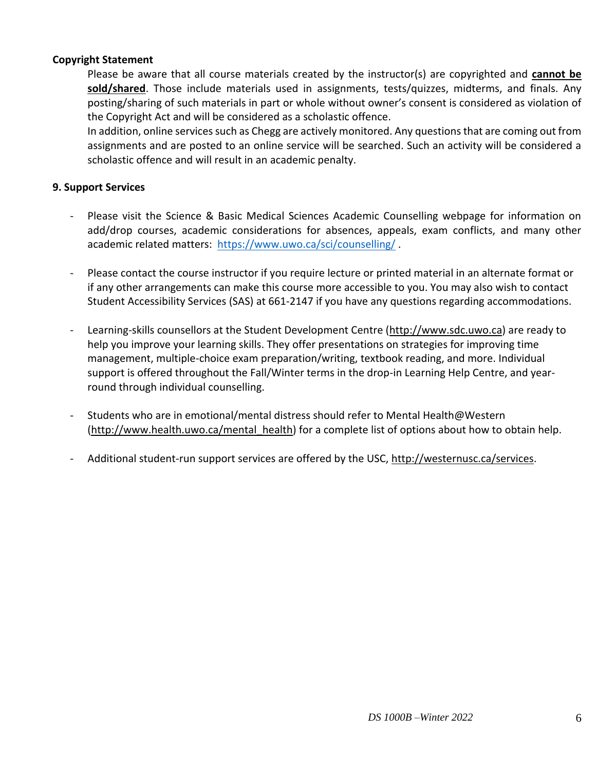**Copyright Statement**

Please be aware that all course materials created by the instructor(s) are copyrighted and **cannot be sold/shared**. Those include materials used in assignments, tests/quizzes, midterms, and finals. Any posting/sharing of such materials in part or whole without owner's consent is considered as violation of the Copyright Act and will be considered as a scholastic offence.

In addition, online services such as Chegg are actively monitored. Any questions that are coming out from assignments and are posted to an online service will be searched. Such an activity will be considered a scholastic offence and will result in an academic penalty.

**9. Support Services**

- Please visit the Science & Basic Medical Sciences Academic Counselling webpage for information on add/drop courses, academic considerations for absences, appeals, exam conflicts, and many other academic related matters: https://www.uwo.ca/sci/counselling/ .

- Please contact the course instructor if you require lecture or printed material in an alternate format or if any other arrangements can make this course more accessible to you. You may also wish to contact Student Accessibility Services (SAS) at 661-2147 if you have any questions regarding accommodations.

- Learning-skills counsellors at the Student Development Centre (http://www.sdc.uwo.ca) are ready to help you improve your learning skills. They offer presentations on strategies for improving time management, multiple-choice exam preparation/writing, textbook reading, and more. Individual support is offered throughout the Fall/Winter terms in the drop-in Learning Help Centre, and year-round through individual counselling.

- Students who are in emotional/mental distress should refer to Mental Health@Western (http://www.health.uwo.ca/mental_health) for a complete list of options about how to obtain help.

- Additional student-run support services are offered by the USC, http://westernusc.ca/services.